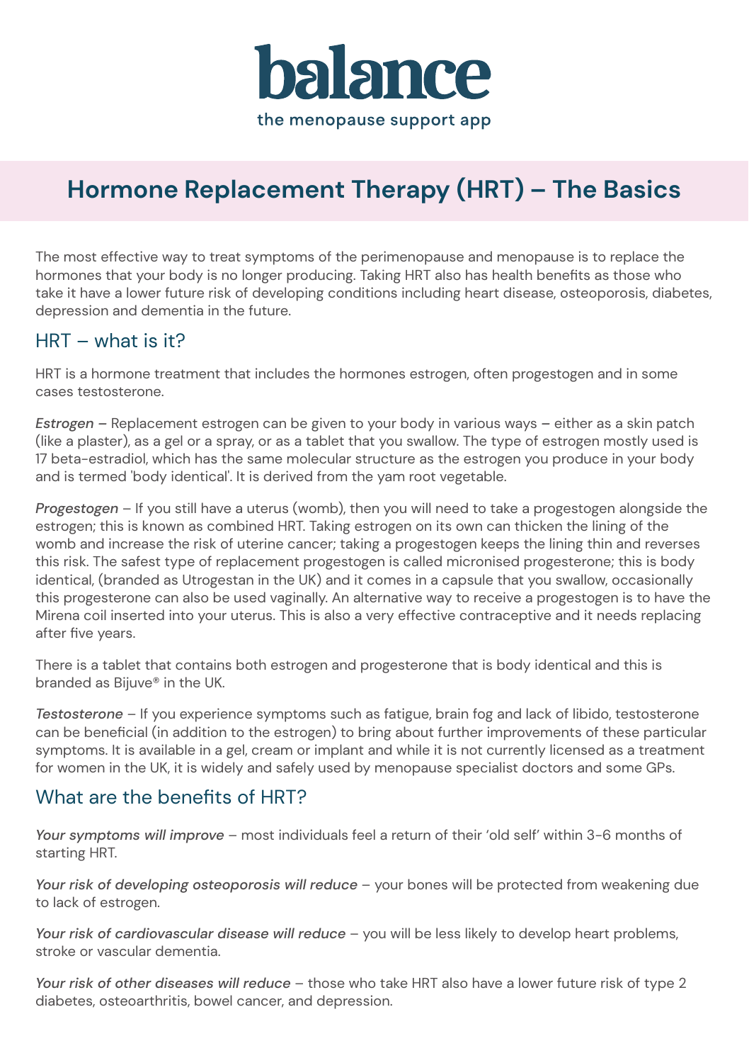# balance

the menopause support app

## Hormone Replacement Therapy (HRT) – The Basics

The most effective way to treat symptoms of the perimenopause and menopause is to replace the hormones that your body is no longer producing. Taking HRT also has health benefits as those who take it have a lower future risk of developing conditions including heart disease, osteoporosis, diabetes, depression and dementia in the future.

### HRT – what is it?

HRT is a hormone treatment that includes the hormones estrogen, often progestogen and in some cases testosterone.

*Estrogen* – Replacement estrogen can be given to your body in various ways – either as a skin patch (like a plaster), as a gel or a spray, or as a tablet that you swallow. The type of estrogen mostly used is 17 beta-estradiol, which has the same molecular structure as the estrogen you produce in your body and is termed 'body identical'. It is derived from the yam root vegetable.

*Progestogen* – If you still have a uterus (womb), then you will need to take a progestogen alongside the estrogen; this is known as combined HRT. Taking estrogen on its own can thicken the lining of the womb and increase the risk of uterine cancer; taking a progestogen keeps the lining thin and reverses this risk. The safest type of replacement progestogen is called micronised progesterone; this is body identical, (branded as Utrogestan in the UK) and it comes in a capsule that you swallow, occasionally this progesterone can also be used vaginally. An alternative way to receive a progestogen is to have the Mirena coil inserted into your uterus. This is also a very effective contraceptive and it needs replacing after five years.

There is a tablet that contains both estrogen and progesterone that is body identical and this is branded as Bijuve® in the UK.

*Testosterone* – If you experience symptoms such as fatigue, brain fog and lack of libido, testosterone can be beneficial (in addition to the estrogen) to bring about further improvements of these particular symptoms. It is available in a gel, cream or implant and while it is not currently licensed as a treatment for women in the UK, it is widely and safely used by menopause specialist doctors and some GPs.

### What are the benefits of HRT?

*Your symptoms will improve* – most individuals feel a return of their 'old self' within 3-6 months of starting HRT.

*Your risk of developing osteoporosis will reduce* – your bones will be protected from weakening due to lack of estrogen.

*Your risk of cardiovascular disease will reduce* – you will be less likely to develop heart problems, stroke or vascular dementia.

*Your risk of other diseases will reduce* – those who take HRT also have a lower future risk of type 2 diabetes, osteoarthritis, bowel cancer, and depression.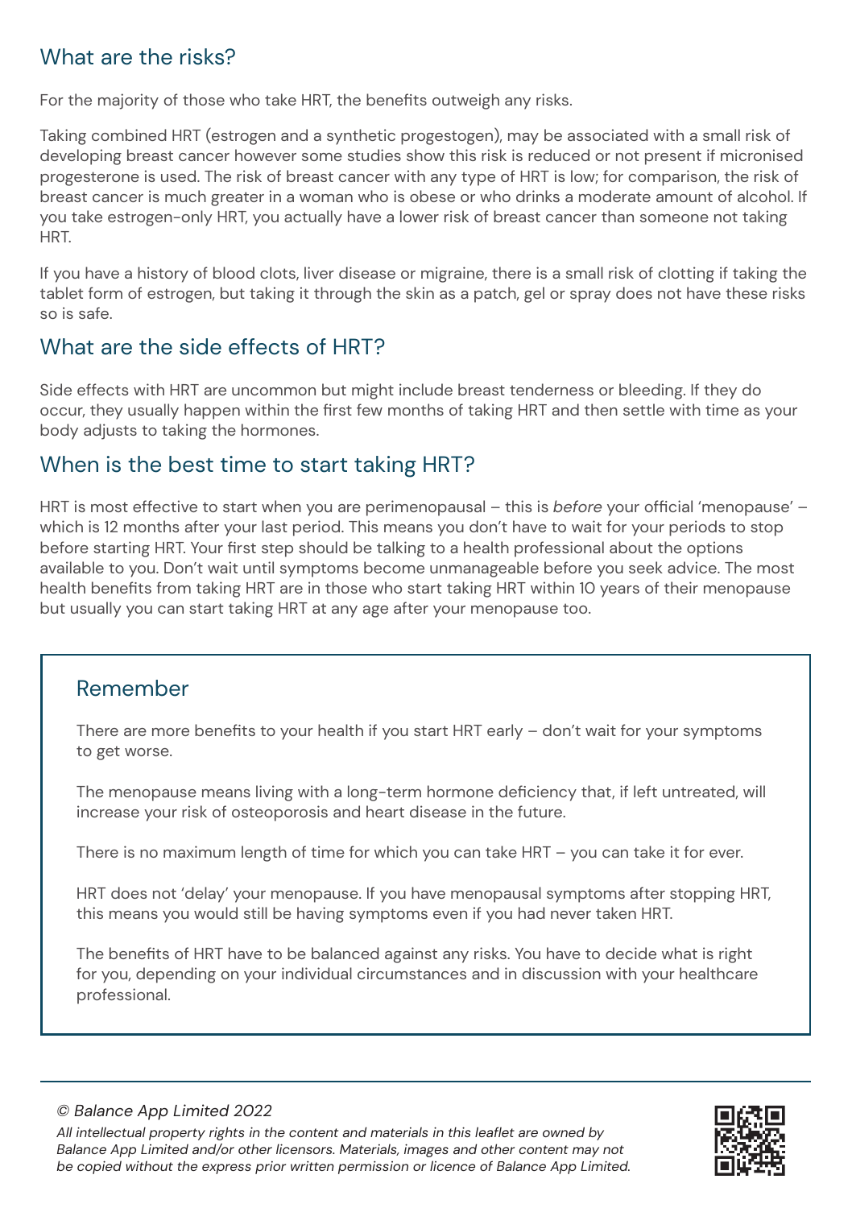## What are the risks?

For the majority of those who take HRT, the benefits outweigh any risks.

Taking combined HRT (estrogen and a synthetic progestogen), may be associated with a small risk of developing breast cancer however some studies show this risk is reduced or not present if micronised progesterone is used. The risk of breast cancer with any type of HRT is low; for comparison, the risk of breast cancer is much greater in a woman who is obese or who drinks a moderate amount of alcohol. If you take estrogen-only HRT, you actually have a lower risk of breast cancer than someone not taking HRT.

If you have a history of blood clots, liver disease or migraine, there is a small risk of clotting if taking the tablet form of estrogen, but taking it through the skin as a patch, gel or spray does not have these risks so is safe.

## What are the side effects of HRT?

Side effects with HRT are uncommon but might include breast tenderness or bleeding. If they do occur, they usually happen within the first few months of taking HRT and then settle with time as your body adjusts to taking the hormones.

## When is the best time to start taking HRT?

HRT is most effective to start when you are perimenopausal – this is *before* your official 'menopause' – which is 12 months after your last period. This means you don't have to wait for your periods to stop before starting HRT. Your first step should be talking to a health professional about the options available to you. Don't wait until symptoms become unmanageable before you seek advice. The most health benefits from taking HRT are in those who start taking HRT within 10 years of their menopause but usually you can start taking HRT at any age after your menopause too.

### Remember

There are more benefits to your health if you start HRT early – don't wait for your symptoms to get worse.

The menopause means living with a long-term hormone deficiency that, if left untreated, will increase your risk of osteoporosis and heart disease in the future.

There is no maximum length of time for which you can take HRT – you can take it for ever.

HRT does not 'delay' your menopause. If you have menopausal symptoms after stopping HRT, this means you would still be having symptoms even if you had never taken HRT.

The benefits of HRT have to be balanced against any risks. You have to decide what is right for you, depending on your individual circumstances and in discussion with your healthcare professional.

---

*© Balance App Limited 2022*

*All intellectual property rights in the content and materials in this leaflet are owned by Balance App Limited and/or other licensors. Materials, images and other content may not be copied without the express prior written permission or licence of Balance App Limited.*